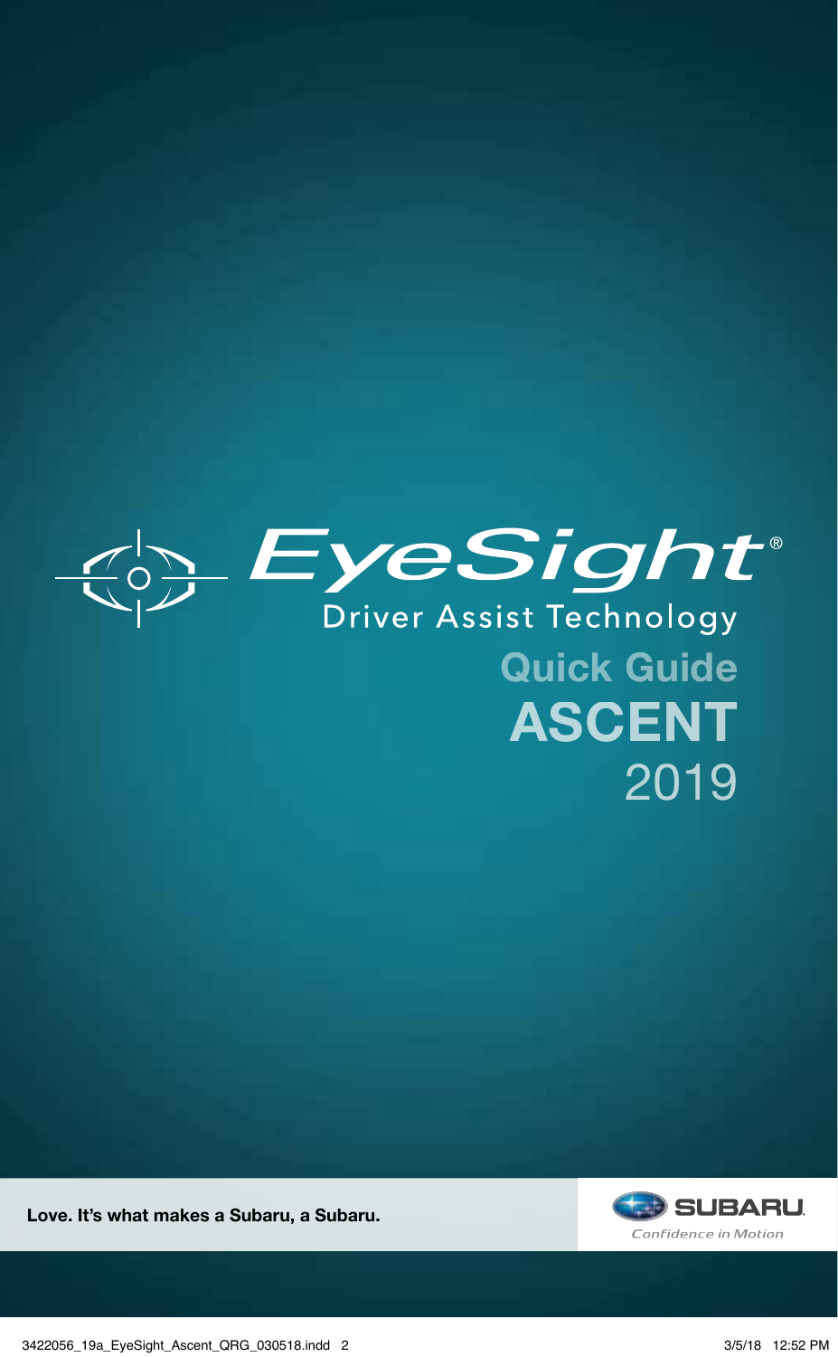# EyeSight®

Driver Assist Technology

## Quick Guide

# ASCENT

2019

**Love. It's what makes a Subaru, a Subaru.**

SUBARU.

*Confidence in Motion*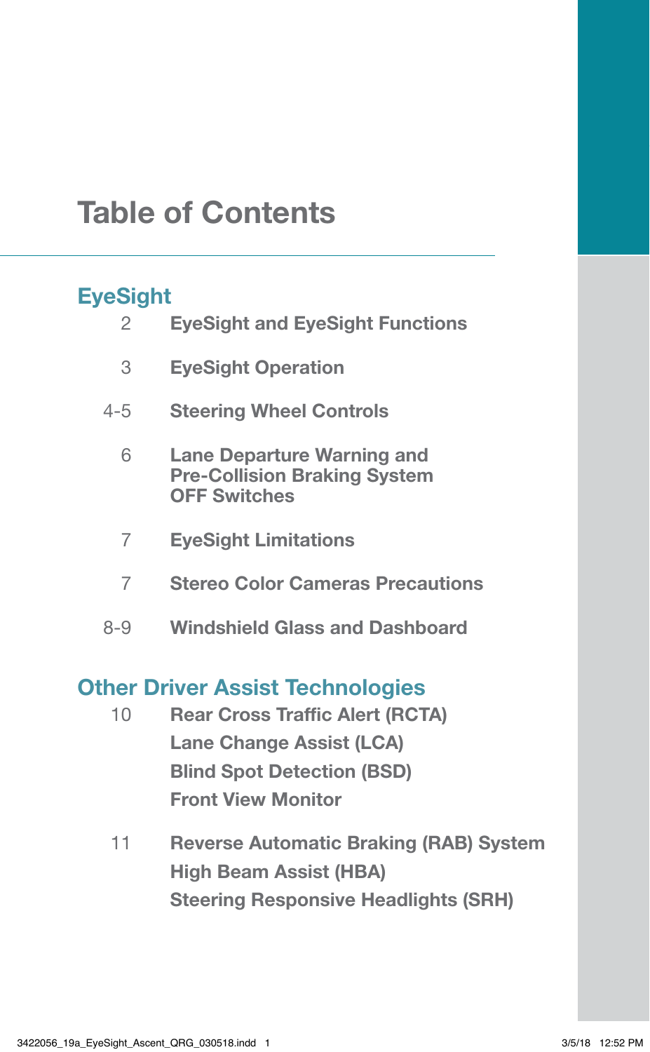# Table of Contents

## EyeSight

| Page | Section |
| --- | --- |
| 2 | **EyeSight and EyeSight Functions** |
| 3 | **EyeSight Operation** |
| 4-5 | **Steering Wheel Controls** |
| 6 | **Lane Departure Warning and Pre-Collision Braking System OFF Switches** |
| 7 | **EyeSight Limitations** |
| 7 | **Stereo Color Cameras Precautions** |
| 8-9 | **Windshield Glass and Dashboard** |

## Other Driver Assist Technologies

| Page | Section |
| --- | --- |
| 10 | **Rear Cross Traffic Alert (RCTA)**<br>**Lane Change Assist (LCA)**<br>**Blind Spot Detection (BSD)**<br>**Front View Monitor** |
| 11 | **Reverse Automatic Braking (RAB) System**<br>**High Beam Assist (HBA)**<br>**Steering Responsive Headlights (SRH)** |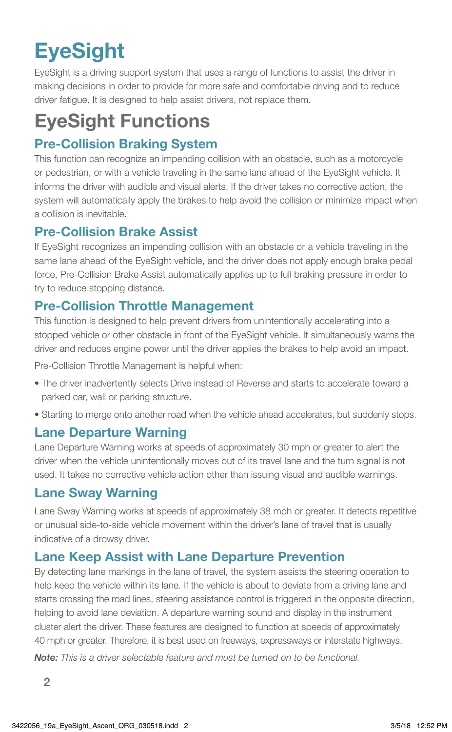# EyeSight

EyeSight is a driving support system that uses a range of functions to assist the driver in making decisions in order to provide for more safe and comfortable driving and to reduce driver fatigue. It is designed to help assist drivers, not replace them.

# EyeSight Functions

## Pre-Collision Braking System

This function can recognize an impending collision with an obstacle, such as a motorcycle or pedestrian, or with a vehicle traveling in the same lane ahead of the EyeSight vehicle. It informs the driver with audible and visual alerts. If the driver takes no corrective action, the system will automatically apply the brakes to help avoid the collision or minimize impact when a collision is inevitable.

## Pre-Collision Brake Assist

If EyeSight recognizes an impending collision with an obstacle or a vehicle traveling in the same lane ahead of the EyeSight vehicle, and the driver does not apply enough brake pedal force, Pre-Collision Brake Assist automatically applies up to full braking pressure in order to try to reduce stopping distance.

## Pre-Collision Throttle Management

This function is designed to help prevent drivers from unintentionally accelerating into a stopped vehicle or other obstacle in front of the EyeSight vehicle. It simultaneously warns the driver and reduces engine power until the driver applies the brakes to help avoid an impact.

Pre-Collision Throttle Management is helpful when:

- The driver inadvertently selects Drive instead of Reverse and starts to accelerate toward a parked car, wall or parking structure.
- Starting to merge onto another road when the vehicle ahead accelerates, but suddenly stops.

## Lane Departure Warning

Lane Departure Warning works at speeds of approximately 30 mph or greater to alert the driver when the vehicle unintentionally moves out of its travel lane and the turn signal is not used. It takes no corrective vehicle action other than issuing visual and audible warnings.

## Lane Sway Warning

Lane Sway Warning works at speeds of approximately 38 mph or greater. It detects repetitive or unusual side-to-side vehicle movement within the driver's lane of travel that is usually indicative of a drowsy driver.

## Lane Keep Assist with Lane Departure Prevention

By detecting lane markings in the lane of travel, the system assists the steering operation to help keep the vehicle within its lane. If the vehicle is about to deviate from a driving lane and starts crossing the road lines, steering assistance control is triggered in the opposite direction, helping to avoid lane deviation. A departure warning sound and display in the instrument cluster alert the driver. These features are designed to function at speeds of approximately 40 mph or greater. Therefore, it is best used on freeways, expressways or interstate highways.

***Note:*** *This is a driver selectable feature and must be turned on to be functional.*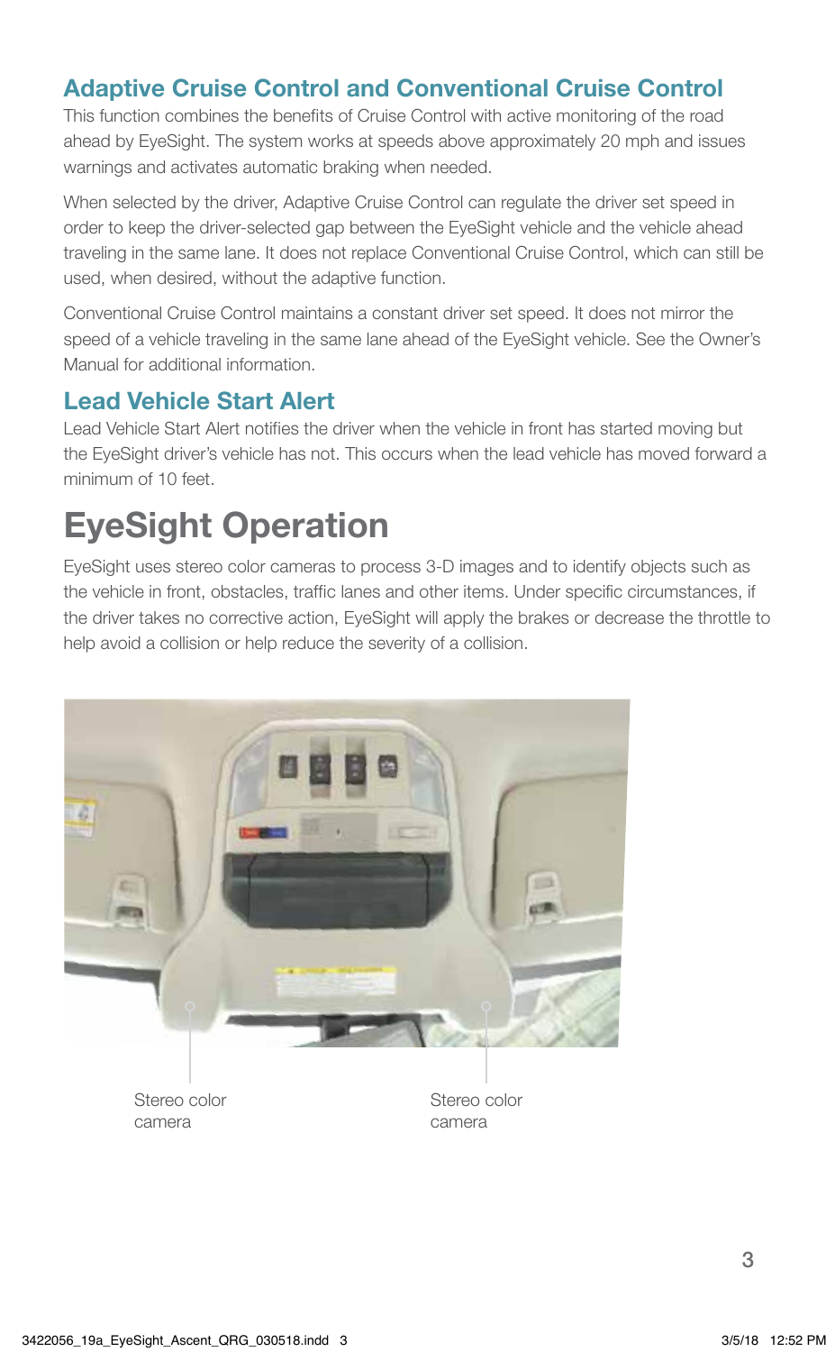## Adaptive Cruise Control and Conventional Cruise Control

This function combines the benefits of Cruise Control with active monitoring of the road ahead by EyeSight. The system works at speeds above approximately 20 mph and issues warnings and activates automatic braking when needed.

When selected by the driver, Adaptive Cruise Control can regulate the driver set speed in order to keep the driver-selected gap between the EyeSight vehicle and the vehicle ahead traveling in the same lane. It does not replace Conventional Cruise Control, which can still be used, when desired, without the adaptive function.

Conventional Cruise Control maintains a constant driver set speed. It does not mirror the speed of a vehicle traveling in the same lane ahead of the EyeSight vehicle. See the Owner's Manual for additional information.

## Lead Vehicle Start Alert

Lead Vehicle Start Alert notifies the driver when the vehicle in front has started moving but the EyeSight driver's vehicle has not. This occurs when the lead vehicle has moved forward a minimum of 10 feet.

# EyeSight Operation

EyeSight uses stereo color cameras to process 3-D images and to identify objects such as the vehicle in front, obstacles, traffic lanes and other items. Under specific circumstances, if the driver takes no corrective action, EyeSight will apply the brakes or decrease the throttle to help avoid a collision or help reduce the severity of a collision.

Stereo color camera

Stereo color camera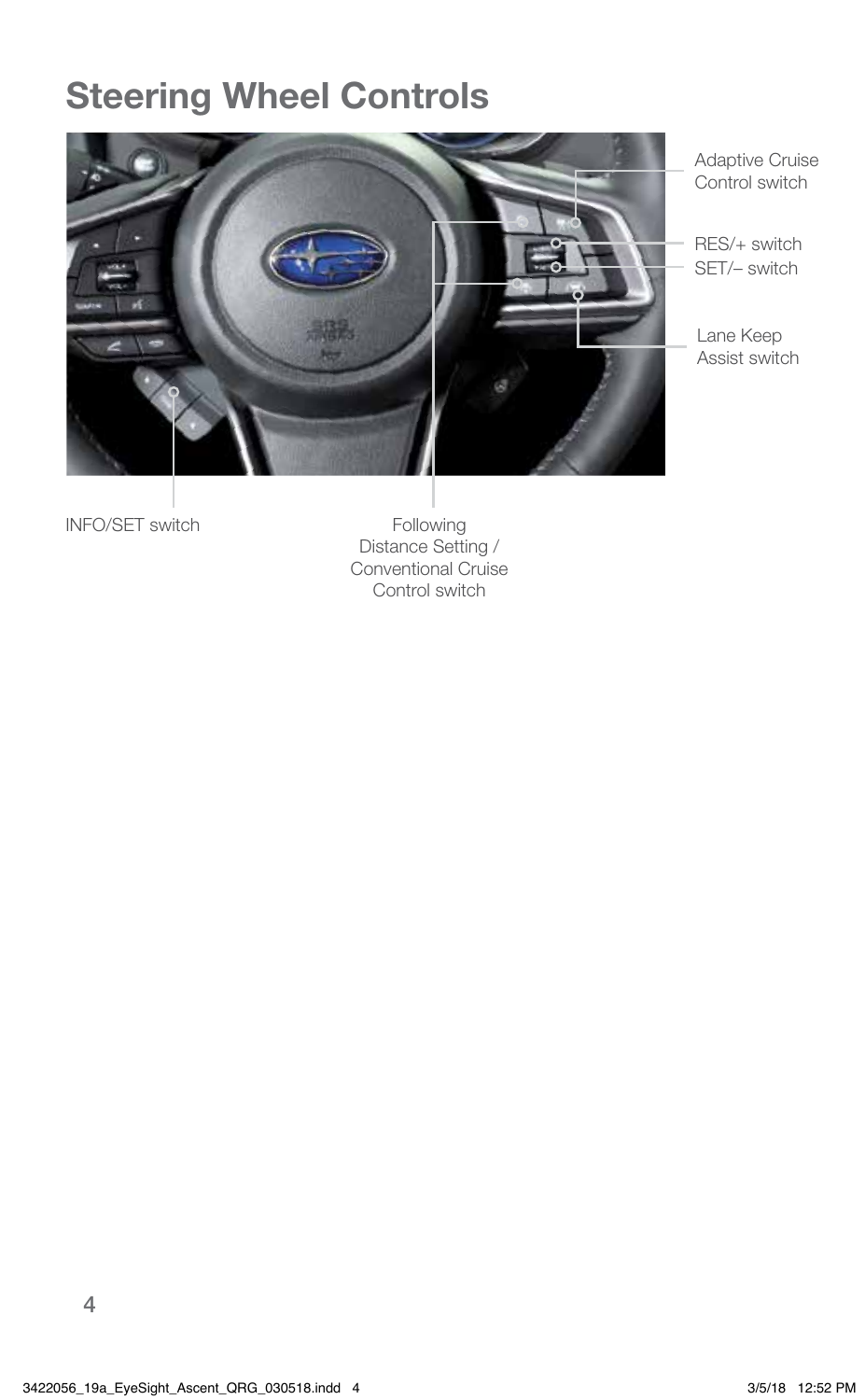# Steering Wheel Controls

Adaptive Cruise Control switch

RES/+ switch

SET/– switch

Lane Keep Assist switch

INFO/SET switch

Following Distance Setting / Conventional Cruise Control switch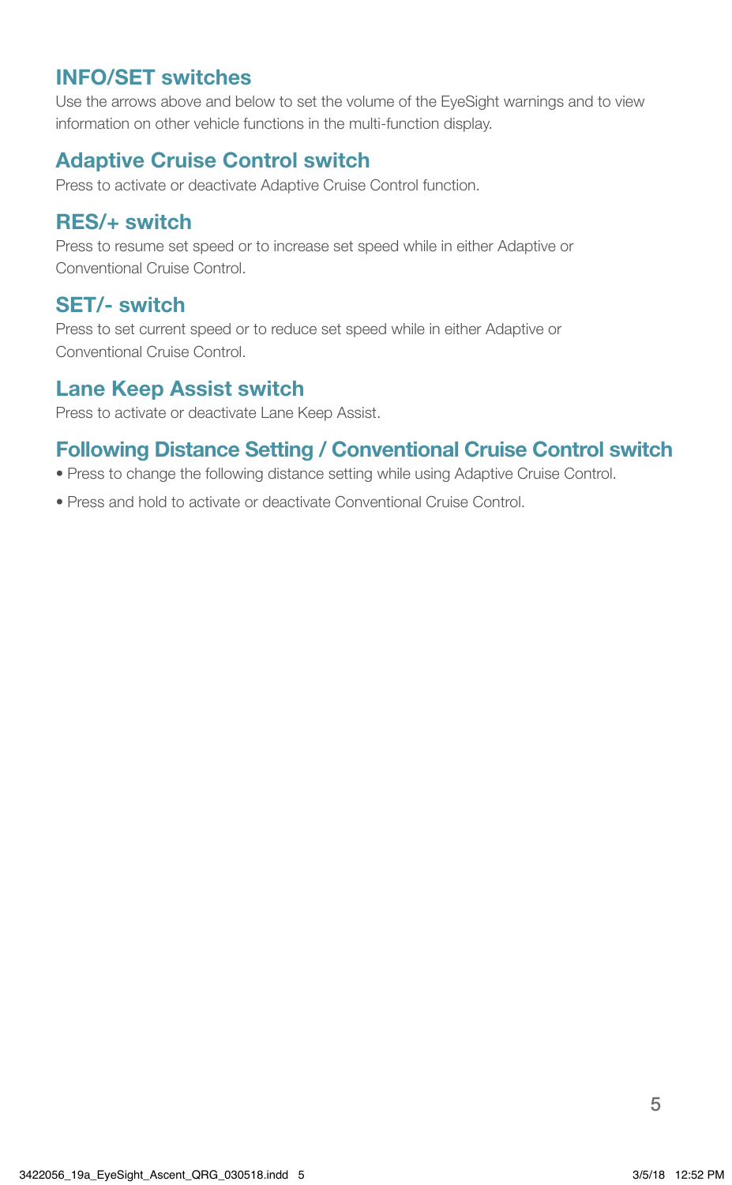## INFO/SET switches

Use the arrows above and below to set the volume of the EyeSight warnings and to view information on other vehicle functions in the multi-function display.

## Adaptive Cruise Control switch

Press to activate or deactivate Adaptive Cruise Control function.

## RES/+ switch

Press to resume set speed or to increase set speed while in either Adaptive or Conventional Cruise Control.

## SET/- switch

Press to set current speed or to reduce set speed while in either Adaptive or Conventional Cruise Control.

## Lane Keep Assist switch

Press to activate or deactivate Lane Keep Assist.

## Following Distance Setting / Conventional Cruise Control switch

- Press to change the following distance setting while using Adaptive Cruise Control.
- Press and hold to activate or deactivate Conventional Cruise Control.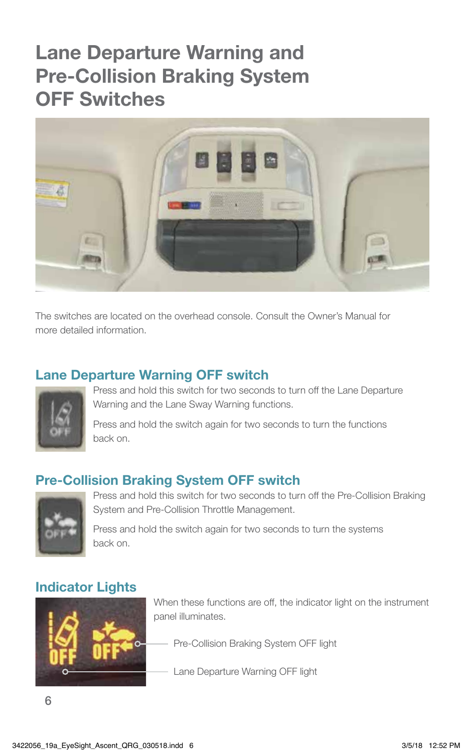# Lane Departure Warning and Pre-Collision Braking System OFF Switches

The switches are located on the overhead console. Consult the Owner's Manual for more detailed information.

## Lane Departure Warning OFF switch

Press and hold this switch for two seconds to turn off the Lane Departure Warning and the Lane Sway Warning functions.

Press and hold the switch again for two seconds to turn the functions back on.

## Pre-Collision Braking System OFF switch

Press and hold this switch for two seconds to turn off the Pre-Collision Braking System and Pre-Collision Throttle Management.

Press and hold the switch again for two seconds to turn the systems back on.

## Indicator Lights

When these functions are off, the indicator light on the instrument panel illuminates.

Pre-Collision Braking System OFF light

Lane Departure Warning OFF light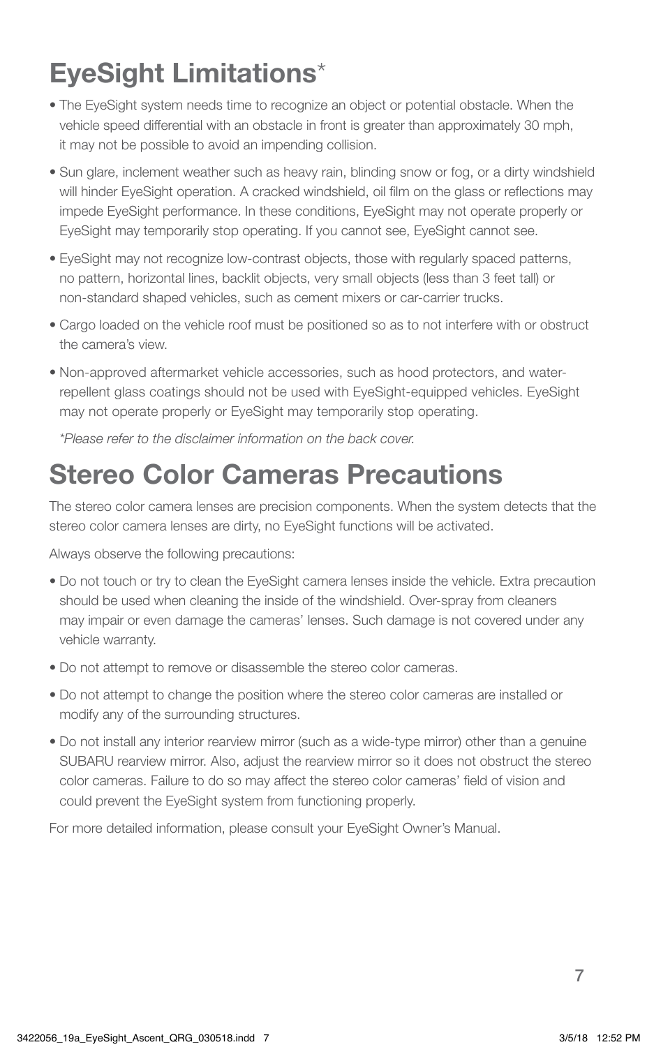# EyeSight Limitations*

- The EyeSight system needs time to recognize an object or potential obstacle. When the vehicle speed differential with an obstacle in front is greater than approximately 30 mph, it may not be possible to avoid an impending collision.
- Sun glare, inclement weather such as heavy rain, blinding snow or fog, or a dirty windshield will hinder EyeSight operation. A cracked windshield, oil film on the glass or reflections may impede EyeSight performance. In these conditions, EyeSight may not operate properly or EyeSight may temporarily stop operating. If you cannot see, EyeSight cannot see.
- EyeSight may not recognize low-contrast objects, those with regularly spaced patterns, no pattern, horizontal lines, backlit objects, very small objects (less than 3 feet tall) or non-standard shaped vehicles, such as cement mixers or car-carrier trucks.
- Cargo loaded on the vehicle roof must be positioned so as to not interfere with or obstruct the camera's view.
- Non-approved aftermarket vehicle accessories, such as hood protectors, and water-repellent glass coatings should not be used with EyeSight-equipped vehicles. EyeSight may not operate properly or EyeSight may temporarily stop operating.

*\*Please refer to the disclaimer information on the back cover.*

# Stereo Color Cameras Precautions

The stereo color camera lenses are precision components. When the system detects that the stereo color camera lenses are dirty, no EyeSight functions will be activated.

Always observe the following precautions:

- Do not touch or try to clean the EyeSight camera lenses inside the vehicle. Extra precaution should be used when cleaning the inside of the windshield. Over-spray from cleaners may impair or even damage the cameras' lenses. Such damage is not covered under any vehicle warranty.
- Do not attempt to remove or disassemble the stereo color cameras.
- Do not attempt to change the position where the stereo color cameras are installed or modify any of the surrounding structures.
- Do not install any interior rearview mirror (such as a wide-type mirror) other than a genuine SUBARU rearview mirror. Also, adjust the rearview mirror so it does not obstruct the stereo color cameras. Failure to do so may affect the stereo color cameras' field of vision and could prevent the EyeSight system from functioning properly.

For more detailed information, please consult your EyeSight Owner's Manual.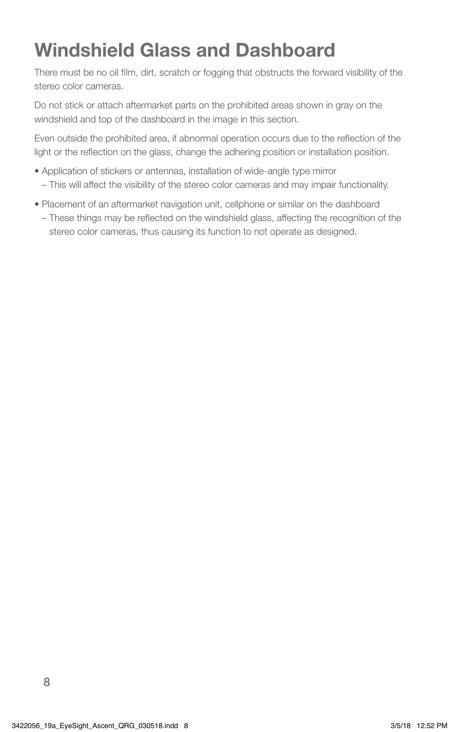# Windshield Glass and Dashboard

There must be no oil film, dirt, scratch or fogging that obstructs the forward visibility of the stereo color cameras.

Do not stick or attach aftermarket parts on the prohibited areas shown in gray on the windshield and top of the dashboard in the image in this section.

Even outside the prohibited area, if abnormal operation occurs due to the reflection of the light or the reflection on the glass, change the adhering position or installation position.

- Application of stickers or antennas, installation of wide-angle type mirror
  – This will affect the visibility of the stereo color cameras and may impair functionality.
- Placement of an aftermarket navigation unit, cellphone or similar on the dashboard
  – These things may be reflected on the windshield glass, affecting the recognition of the stereo color cameras, thus causing its function to not operate as designed.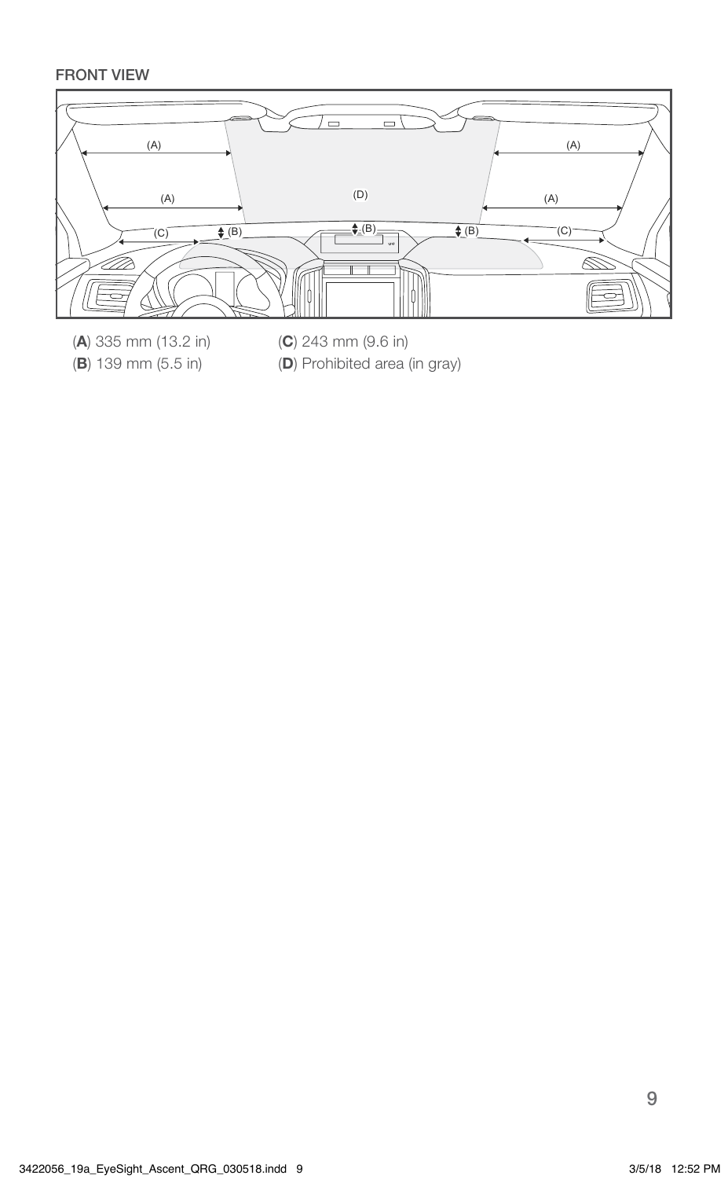FRONT VIEW

(**A**) 335 mm (13.2 in)

(**B**) 139 mm (5.5 in)

(**C**) 243 mm (9.6 in)

(**D**) Prohibited area (in gray)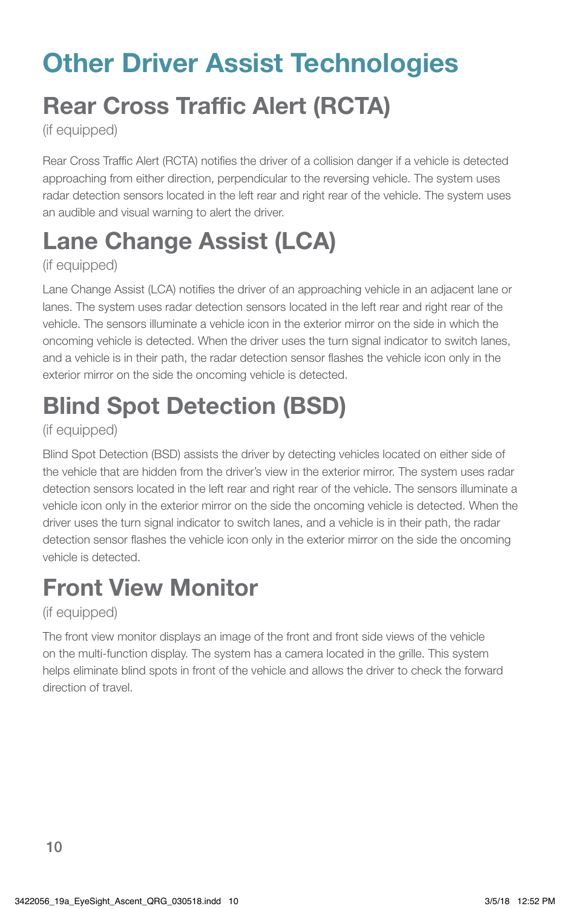# Other Driver Assist Technologies

## Rear Cross Traffic Alert (RCTA)

(if equipped)

Rear Cross Traffic Alert (RCTA) notifies the driver of a collision danger if a vehicle is detected approaching from either direction, perpendicular to the reversing vehicle. The system uses radar detection sensors located in the left rear and right rear of the vehicle. The system uses an audible and visual warning to alert the driver.

## Lane Change Assist (LCA)

(if equipped)

Lane Change Assist (LCA) notifies the driver of an approaching vehicle in an adjacent lane or lanes. The system uses radar detection sensors located in the left rear and right rear of the vehicle. The sensors illuminate a vehicle icon in the exterior mirror on the side in which the oncoming vehicle is detected. When the driver uses the turn signal indicator to switch lanes, and a vehicle is in their path, the radar detection sensor flashes the vehicle icon only in the exterior mirror on the side the oncoming vehicle is detected.

## Blind Spot Detection (BSD)

(if equipped)

Blind Spot Detection (BSD) assists the driver by detecting vehicles located on either side of the vehicle that are hidden from the driver's view in the exterior mirror. The system uses radar detection sensors located in the left rear and right rear of the vehicle. The sensors illuminate a vehicle icon only in the exterior mirror on the side the oncoming vehicle is detected. When the driver uses the turn signal indicator to switch lanes, and a vehicle is in their path, the radar detection sensor flashes the vehicle icon only in the exterior mirror on the side the oncoming vehicle is detected.

## Front View Monitor

(if equipped)

The front view monitor displays an image of the front and front side views of the vehicle on the multi-function display. The system has a camera located in the grille. This system helps eliminate blind spots in front of the vehicle and allows the driver to check the forward direction of travel.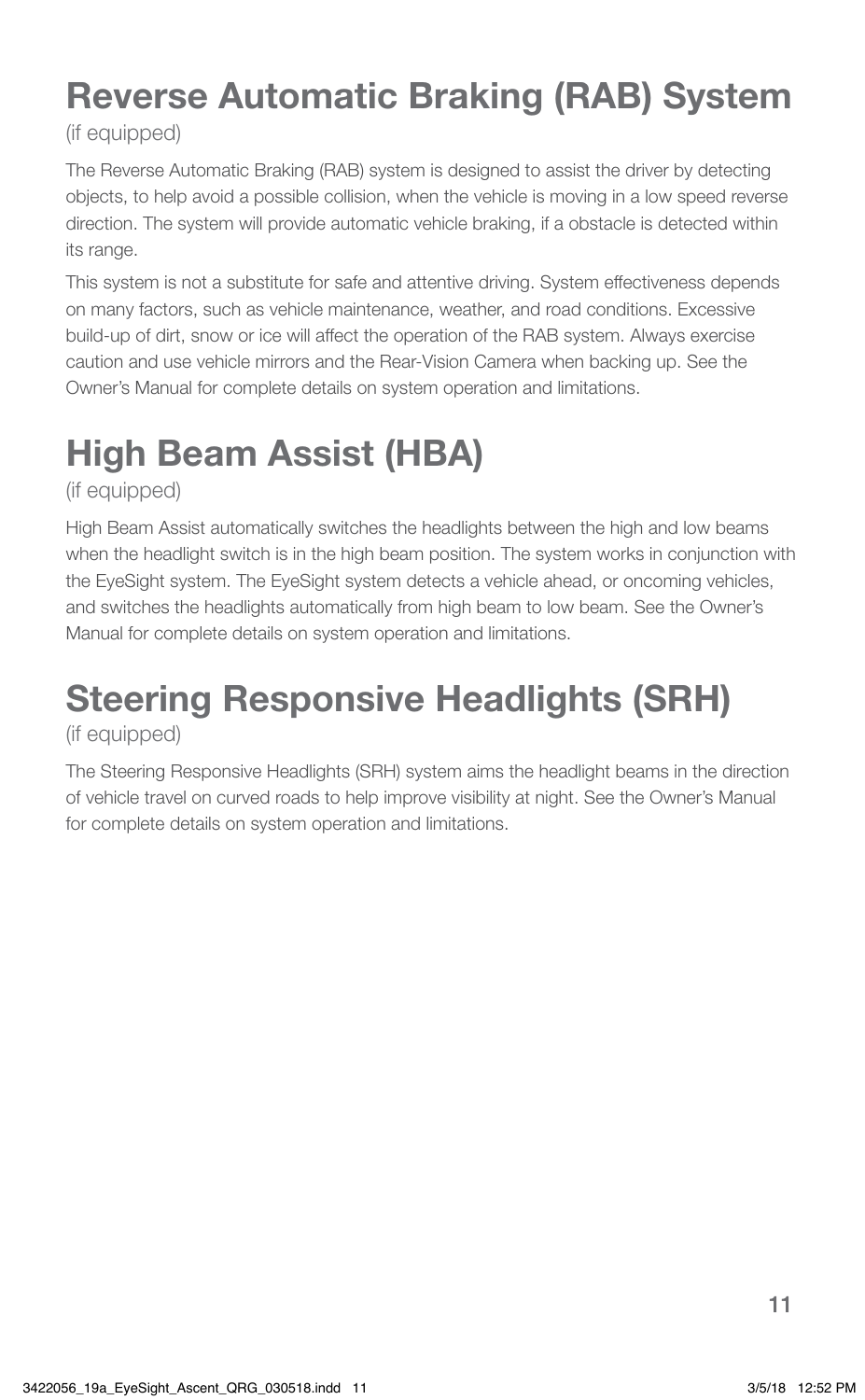# Reverse Automatic Braking (RAB) System

(if equipped)

The Reverse Automatic Braking (RAB) system is designed to assist the driver by detecting objects, to help avoid a possible collision, when the vehicle is moving in a low speed reverse direction. The system will provide automatic vehicle braking, if a obstacle is detected within its range.

This system is not a substitute for safe and attentive driving. System effectiveness depends on many factors, such as vehicle maintenance, weather, and road conditions. Excessive build-up of dirt, snow or ice will affect the operation of the RAB system. Always exercise caution and use vehicle mirrors and the Rear-Vision Camera when backing up. See the Owner's Manual for complete details on system operation and limitations.

# High Beam Assist (HBA)

(if equipped)

High Beam Assist automatically switches the headlights between the high and low beams when the headlight switch is in the high beam position. The system works in conjunction with the EyeSight system. The EyeSight system detects a vehicle ahead, or oncoming vehicles, and switches the headlights automatically from high beam to low beam. See the Owner's Manual for complete details on system operation and limitations.

# Steering Responsive Headlights (SRH)

(if equipped)

The Steering Responsive Headlights (SRH) system aims the headlight beams in the direction of vehicle travel on curved roads to help improve visibility at night. See the Owner's Manual for complete details on system operation and limitations.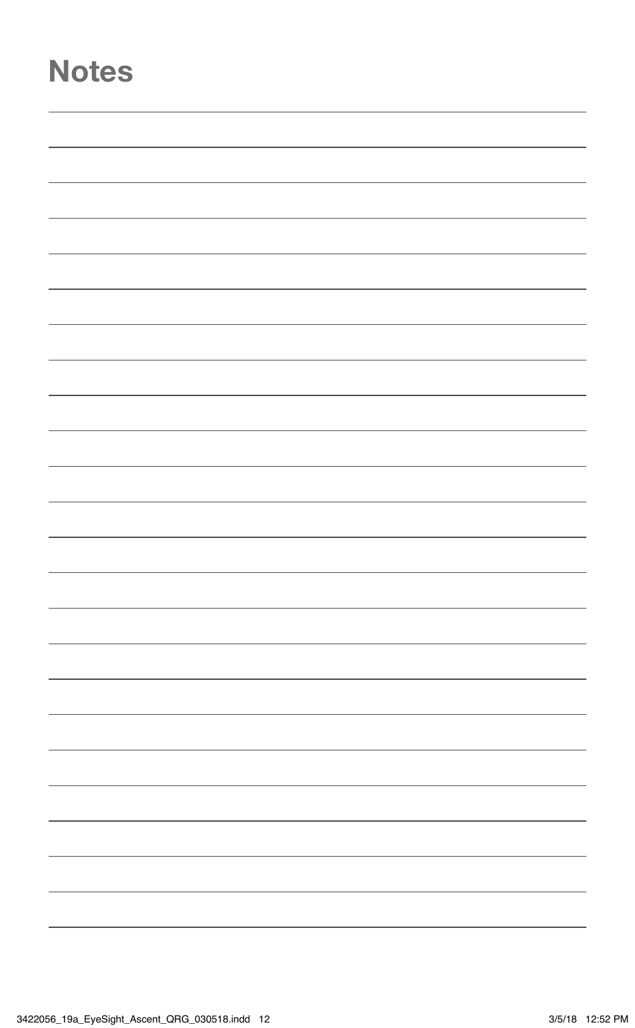# Notes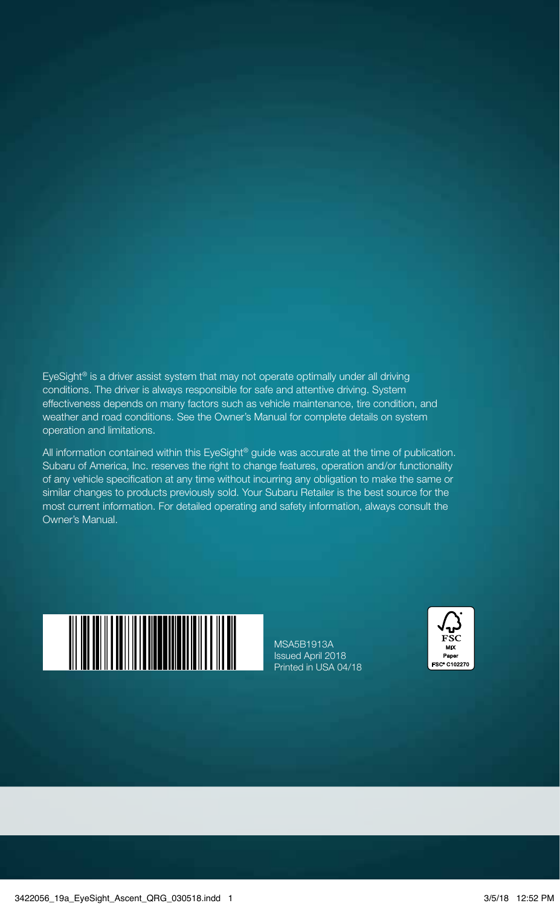EyeSight® is a driver assist system that may not operate optimally under all driving conditions. The driver is always responsible for safe and attentive driving. System effectiveness depends on many factors such as vehicle maintenance, tire condition, and weather and road conditions. See the Owner's Manual for complete details on system operation and limitations.

All information contained within this EyeSight® guide was accurate at the time of publication. Subaru of America, Inc. reserves the right to change features, operation and/or functionality of any vehicle specification at any time without incurring any obligation to make the same or similar changes to products previously sold. Your Subaru Retailer is the best source for the most current information. For detailed operating and safety information, always consult the Owner's Manual.

MSA5B1913A
Issued April 2018
Printed in USA 04/18

FSC
MIX
Paper
FSC® C102270